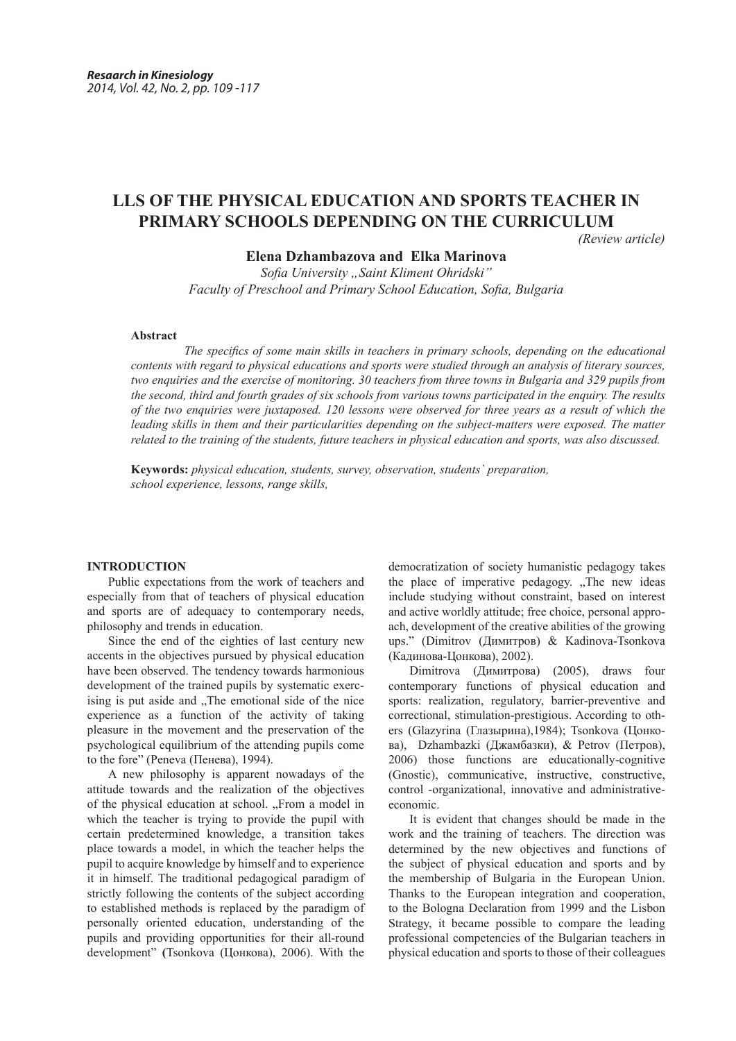# LLS OF THE PHYSICAL EDUCATION AND SPORTS TEACHER IN PRIMARY SCHOOLS DEPENDING ON THE CURRICULUM

*(Review article)*

**Elena Dzhambazova and Elka Marinova**

*Sofia University „Saint Kliment Ohridski"*
*Faculty of Preschool and Primary School Education, Sofia, Bulgaria*

**Abstract**

*The specifics of some main skills in teachers in primary schools, depending on the educational contents with regard to physical educations and sports were studied through an analysis of literary sources, two enquiries and the exercise of monitoring. 30 teachers from three towns in Bulgaria and 329 pupils from the second, third and fourth grades of six schools from various towns participated in the enquiry. The results of the two enquiries were juxtaposed. 120 lessons were observed for three years as a result of which the leading skills in them and their particularities depending on the subject-matters were exposed. The matter related to the training of the students, future teachers in physical education and sports, was also discussed.*

**Keywords:** *physical education, students, survey, observation, students` preparation, school experience, lessons, range skills,*

## INTRODUCTION

Public expectations from the work of teachers and especially from that of teachers of physical education and sports are of adequacy to contemporary needs, philosophy and trends in education.

Since the end of the eighties of last century new accents in the objectives pursued by physical education have been observed. The tendency towards harmonious development of the trained pupils by systematic exercising is put aside and „The emotional side of the nice experience as a function of the activity of taking pleasure in the movement and the preservation of the psychological equilibrium of the attending pupils come to the fore" (Peneva (Пенева), 1994).

A new philosophy is apparent nowadays of the attitude towards and the realization of the objectives of the physical education at school. „From a model in which the teacher is trying to provide the pupil with certain predetermined knowledge, a transition takes place towards a model, in which the teacher helps the pupil to acquire knowledge by himself and to experience it in himself. The traditional pedagogical paradigm of strictly following the contents of the subject according to established methods is replaced by the paradigm of personally oriented education, understanding of the pupils and providing opportunities for their all-round development" (Tsonkova (Цонкова), 2006). With the democratization of society humanistic pedagogy takes the place of imperative pedagogy. „The new ideas include studying without constraint, based on interest and active worldly attitude; free choice, personal approach, development of the creative abilities of the growing ups." (Dimitrov (Димитров) & Kadinova-Tsonkova (Кадинова-Цонкова), 2002).

Dimitrova (Димитрова) (2005), draws four contemporary functions of physical education and sports: realization, regulatory, barrier-preventive and correctional, stimulation-prestigious. According to others (Glazyrina (Глазырина),1984); Tsonkova (Цонкова), Dzhambazki (Джамбазки), & Petrov (Петров), 2006) those functions are educationally-cognitive (Gnostic), communicative, instructive, constructive, control -organizational, innovative and administrative-economic.

It is evident that changes should be made in the work and the training of teachers. The direction was determined by the new objectives and functions of the subject of physical education and sports and by the membership of Bulgaria in the European Union. Thanks to the European integration and cooperation, to the Bologna Declaration from 1999 and the Lisbon Strategy, it became possible to compare the leading professional competencies of the Bulgarian teachers in physical education and sports to those of their colleagues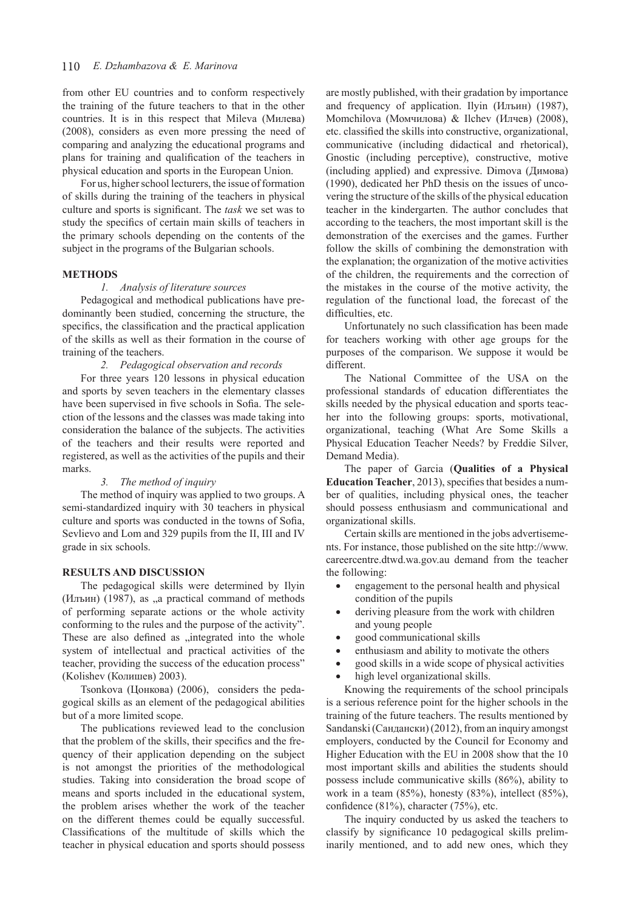from other EU countries and to conform respectively the training of the future teachers to that in the other countries. It is in this respect that Mileva (Милева) (2008), considers as even more pressing the need of comparing and analyzing the educational programs and plans for training and qualification of the teachers in physical education and sports in the European Union.

For us, higher school lecturers, the issue of formation of skills during the training of the teachers in physical culture and sports is significant. The *task* we set was to study the specifics of certain main skills of teachers in the primary schools depending on the contents of the subject in the programs of the Bulgarian schools.

## METHODS

*1. Analysis of literature sources*

Pedagogical and methodical publications have predominantly been studied, concerning the structure, the specifics, the classification and the practical application of the skills as well as their formation in the course of training of the teachers.

*2. Pedagogical observation and records*

For three years 120 lessons in physical education and sports by seven teachers in the elementary classes have been supervised in five schools in Sofia. The selection of the lessons and the classes was made taking into consideration the balance of the subjects. The activities of the teachers and their results were reported and registered, as well as the activities of the pupils and their marks.

*3. The method of inquiry*

The method of inquiry was applied to two groups. A semi-standardized inquiry with 30 teachers in physical culture and sports was conducted in the towns of Sofia, Sevlievo and Lom and 329 pupils from the II, III and IV grade in six schools.

## RESULTS AND DISCUSSION

The pedagogical skills were determined by Ilyin (Илъин) (1987), as „a practical command of methods of performing separate actions or the whole activity conforming to the rules and the purpose of the activity". These are also defined as „integrated into the whole system of intellectual and practical activities of the teacher, providing the success of the education process" (Kolishev (Колишев) 2003).

Tsonkova (Цонкова) (2006), considers the pedagogical skills as an element of the pedagogical abilities but of a more limited scope.

The publications reviewed lead to the conclusion that the problem of the skills, their specifics and the frequency of their application depending on the subject is not amongst the priorities of the methodological studies. Taking into consideration the broad scope of means and sports included in the educational system, the problem arises whether the work of the teacher on the different themes could be equally successful. Classifications of the multitude of skills which the teacher in physical education and sports should possess are mostly published, with their gradation by importance and frequency of application. Ilyin (Илъин) (1987), Momchilova (Момчилова) & Ilchev (Илчев) (2008), etc. classified the skills into constructive, organizational, communicative (including didactical and rhetorical), Gnostic (including perceptive), constructive, motive (including applied) and expressive. Dimova (Димова) (1990), dedicated her PhD thesis on the issues of uncovering the structure of the skills of the physical education teacher in the kindergarten. The author concludes that according to the teachers, the most important skill is the demonstration of the exercises and the games. Further follow the skills of combining the demonstration with the explanation; the organization of the motive activities of the children, the requirements and the correction of the mistakes in the course of the motive activity, the regulation of the functional load, the forecast of the difficulties, etc.

Unfortunately no such classification has been made for teachers working with other age groups for the purposes of the comparison. We suppose it would be different.

The National Committee of the USA on the professional standards of education differentiates the skills needed by the physical education and sports teacher into the following groups: sports, motivational, organizational, teaching (What Are Some Skills a Physical Education Teacher Needs? by Freddie Silver, Demand Media).

The paper of Garcia (**Qualities of a Physical Education Teacher**, 2013), specifies that besides a number of qualities, including physical ones, the teacher should possess enthusiasm and communicational and organizational skills.

Certain skills are mentioned in the jobs advertisements. For instance, those published on the site http://www.careercentre.dtwd.wa.gov.au demand from the teacher the following:

- engagement to the personal health and physical condition of the pupils
- deriving pleasure from the work with children and young people
- good communicational skills
- enthusiasm and ability to motivate the others
- good skills in a wide scope of physical activities
- high level organizational skills.

Knowing the requirements of the school principals is a serious reference point for the higher schools in the training of the future teachers. The results mentioned by Sandanski (Сандански) (2012), from an inquiry amongst employers, conducted by the Council for Economy and Higher Education with the EU in 2008 show that the 10 most important skills and abilities the students should possess include communicative skills (86%), ability to work in a team (85%), honesty (83%), intellect (85%), confidence (81%), character (75%), etc.

The inquiry conducted by us asked the teachers to classify by significance 10 pedagogical skills preliminarily mentioned, and to add new ones, which they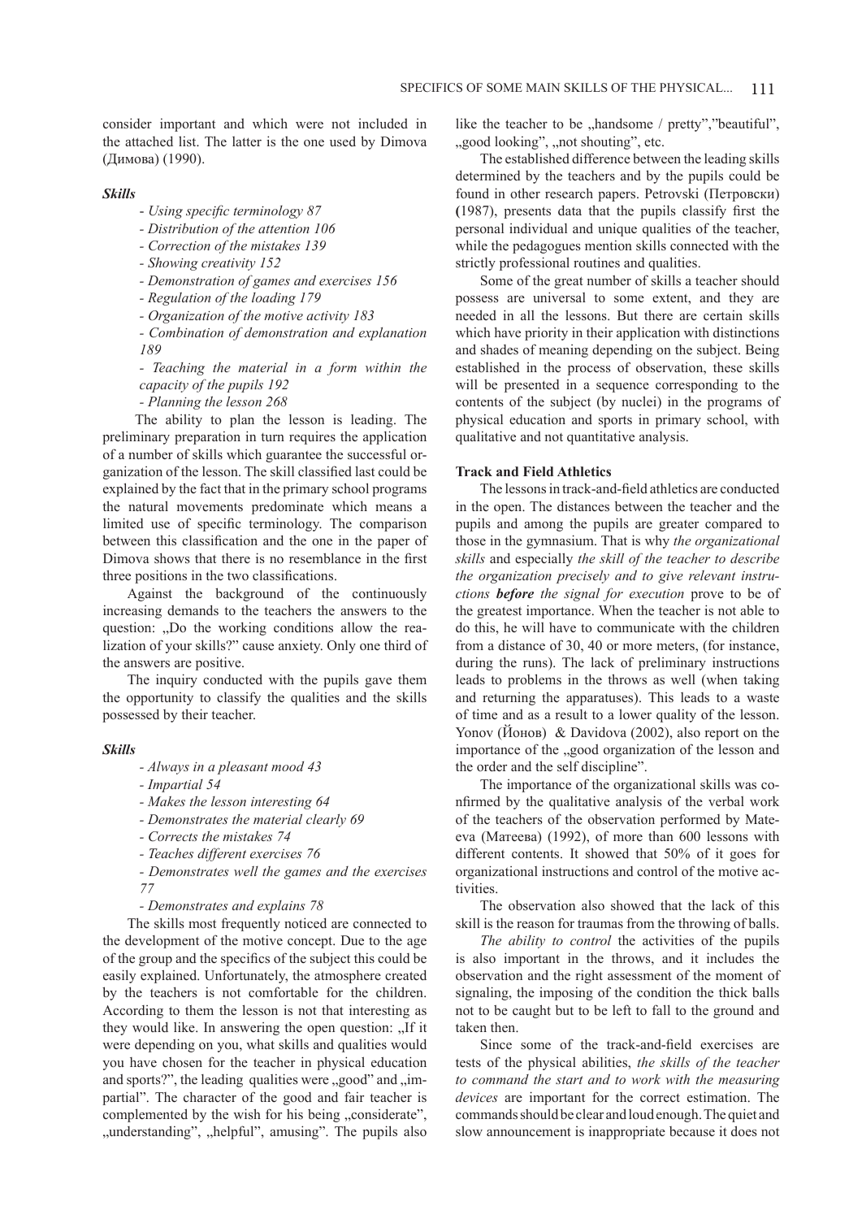consider important and which were not included in the attached list. The latter is the one used by Dimova (Димова) (1990).

***Skills***

- *Using specific terminology 87*
- *Distribution of the attention 106*
- *Correction of the mistakes 139*
- *Showing creativity 152*
- *Demonstration of games and exercises 156*
- *Regulation of the loading 179*
- *Organization of the motive activity 183*
- *Combination of demonstration and explanation 189*
- *Teaching the material in a form within the capacity of the pupils 192*
- *Planning the lesson 268*

The ability to plan the lesson is leading. The preliminary preparation in turn requires the application of a number of skills which guarantee the successful organization of the lesson. The skill classified last could be explained by the fact that in the primary school programs the natural movements predominate which means a limited use of specific terminology. The comparison between this classification and the one in the paper of Dimova shows that there is no resemblance in the first three positions in the two classifications.

Against the background of the continuously increasing demands to the teachers the answers to the question: „Do the working conditions allow the realization of your skills?" cause anxiety. Only one third of the answers are positive.

The inquiry conducted with the pupils gave them the opportunity to classify the qualities and the skills possessed by their teacher.

***Skills***

- *Always in a pleasant mood 43*
- *Impartial 54*
- *Makes the lesson interesting 64*
- *Demonstrates the material clearly 69*
- *Corrects the mistakes 74*
- *Teaches different exercises 76*
- *Demonstrates well the games and the exercises 77*
- *Demonstrates and explains 78*

The skills most frequently noticed are connected to the development of the motive concept. Due to the age of the group and the specifics of the subject this could be easily explained. Unfortunately, the atmosphere created by the teachers is not comfortable for the children. According to them the lesson is not that interesting as they would like. In answering the open question: „If it were depending on you, what skills and qualities would you have chosen for the teacher in physical education and sports?", the leading qualities were „good" and „impartial". The character of the good and fair teacher is complemented by the wish for his being „considerate", „understanding", „helpful", amusing". The pupils also like the teacher to be „handsome / pretty","beautiful", „good looking", „not shouting", etc.

The established difference between the leading skills determined by the teachers and by the pupils could be found in other research papers. Petrovski (Петровски) **(**1987), presents data that the pupils classify first the personal individual and unique qualities of the teacher, while the pedagogues mention skills connected with the strictly professional routines and qualities.

Some of the great number of skills a teacher should possess are universal to some extent, and they are needed in all the lessons. But there are certain skills which have priority in their application with distinctions and shades of meaning depending on the subject. Being established in the process of observation, these skills will be presented in a sequence corresponding to the contents of the subject (by nuclei) in the programs of physical education and sports in primary school, with qualitative and not quantitative analysis.

**Track and Field Athletics**

The lessons in track-and-field athletics are conducted in the open. The distances between the teacher and the pupils and among the pupils are greater compared to those in the gymnasium. That is why *the organizational skills* and especially *the skill of the teacher to describe the organization precisely and to give relevant instructions **before** the signal for execution* prove to be of the greatest importance. When the teacher is not able to do this, he will have to communicate with the children from a distance of 30, 40 or more meters, (for instance, during the runs). The lack of preliminary instructions leads to problems in the throws as well (when taking and returning the apparatuses). This leads to a waste of time and as a result to a lower quality of the lesson. Yonov (Йонов) & Davidova (2002), also report on the importance of the „good organization of the lesson and the order and the self discipline".

The importance of the organizational skills was confirmed by the qualitative analysis of the verbal work of the teachers of the observation performed by Mateeva (Матеева) (1992), of more than 600 lessons with different contents. It showed that 50% of it goes for organizational instructions and control of the motive activities.

The observation also showed that the lack of this skill is the reason for traumas from the throwing of balls.

*The ability to control* the activities of the pupils is also important in the throws, and it includes the observation and the right assessment of the moment of signaling, the imposing of the condition the thick balls not to be caught but to be left to fall to the ground and taken then.

Since some of the track-and-field exercises are tests of the physical abilities, *the skills of the teacher to command the start and to work with the measuring devices* are important for the correct estimation. The commands should be clear and loud enough. The quiet and slow announcement is inappropriate because it does not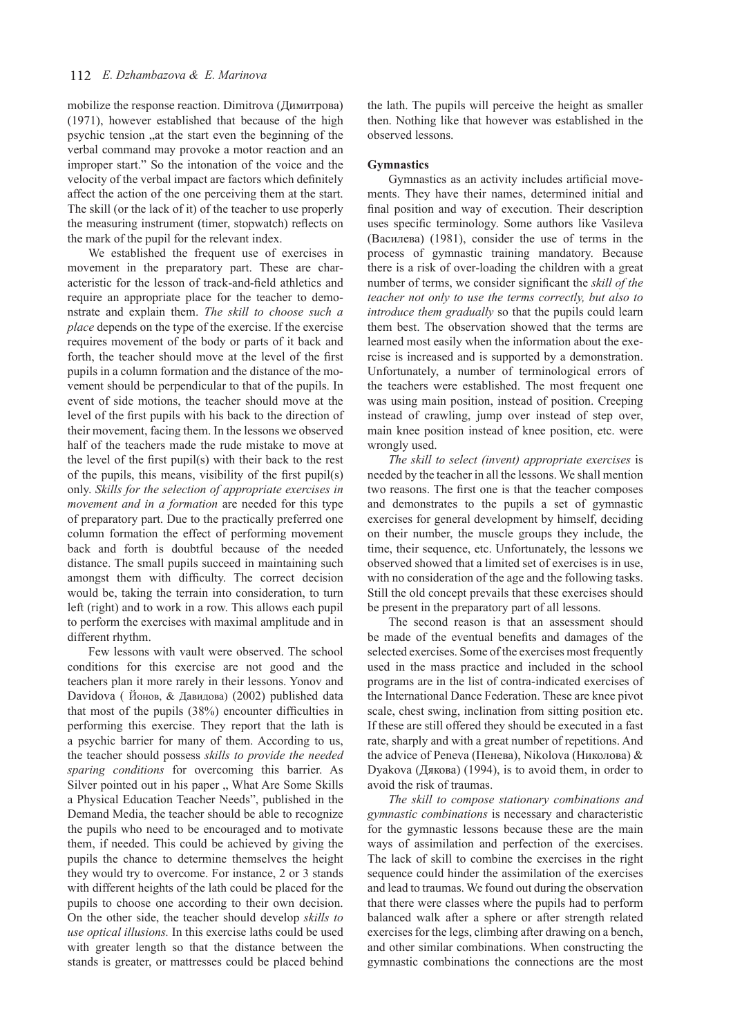mobilize the response reaction. Dimitrova (Димитрова) (1971), however established that because of the high psychic tension „at the start even the beginning of the verbal command may provoke a motor reaction and an improper start." So the intonation of the voice and the velocity of the verbal impact are factors which definitely affect the action of the one perceiving them at the start. The skill (or the lack of it) of the teacher to use properly the measuring instrument (timer, stopwatch) reflects on the mark of the pupil for the relevant index.

We established the frequent use of exercises in movement in the preparatory part. These are characteristic for the lesson of track-and-field athletics and require an appropriate place for the teacher to demonstrate and explain them. *The skill to choose such a place* depends on the type of the exercise. If the exercise requires movement of the body or parts of it back and forth, the teacher should move at the level of the first pupils in a column formation and the distance of the movement should be perpendicular to that of the pupils. In event of side motions, the teacher should move at the level of the first pupils with his back to the direction of their movement, facing them. In the lessons we observed half of the teachers made the rude mistake to move at the level of the first pupil(s) with their back to the rest of the pupils, this means, visibility of the first pupil(s) only. *Skills for the selection of appropriate exercises in movement and in a formation* are needed for this type of preparatory part. Due to the practically preferred one column formation the effect of performing movement back and forth is doubtful because of the needed distance. The small pupils succeed in maintaining such amongst them with difficulty. The correct decision would be, taking the terrain into consideration, to turn left (right) and to work in a row. This allows each pupil to perform the exercises with maximal amplitude and in different rhythm.

Few lessons with vault were observed. The school conditions for this exercise are not good and the teachers plan it more rarely in their lessons. Yonov and Davidova ( Йонов, & Давидова) (2002) published data that most of the pupils (38%) encounter difficulties in performing this exercise. They report that the lath is a psychic barrier for many of them. According to us, the teacher should possess *skills to provide the needed sparing conditions* for overcoming this barrier. As Silver pointed out in his paper „ What Are Some Skills a Physical Education Teacher Needs", published in the Demand Media, the teacher should be able to recognize the pupils who need to be encouraged and to motivate them, if needed. This could be achieved by giving the pupils the chance to determine themselves the height they would try to overcome. For instance, 2 or 3 stands with different heights of the lath could be placed for the pupils to choose one according to their own decision. On the other side, the teacher should develop *skills to use optical illusions.* In this exercise laths could be used with greater length so that the distance between the stands is greater, or mattresses could be placed behind the lath. The pupils will perceive the height as smaller then. Nothing like that however was established in the observed lessons.

**Gymnastics**

Gymnastics as an activity includes artificial movements. They have their names, determined initial and final position and way of execution. Their description uses specific terminology. Some authors like Vasileva (Василева) (1981), consider the use of terms in the process of gymnastic training mandatory. Because there is a risk of over-loading the children with a great number of terms, we consider significant the *skill of the teacher not only to use the terms correctly, but also to introduce them gradually* so that the pupils could learn them best. The observation showed that the terms are learned most easily when the information about the exercise is increased and is supported by a demonstration. Unfortunately, a number of terminological errors of the teachers were established. The most frequent one was using main position, instead of position. Creeping instead of crawling, jump over instead of step over, main knee position instead of knee position, etc. were wrongly used.

*The skill to select (invent) appropriate exercises* is needed by the teacher in all the lessons. We shall mention two reasons. The first one is that the teacher composes and demonstrates to the pupils a set of gymnastic exercises for general development by himself, deciding on their number, the muscle groups they include, the time, their sequence, etc. Unfortunately, the lessons we observed showed that a limited set of exercises is in use, with no consideration of the age and the following tasks. Still the old concept prevails that these exercises should be present in the preparatory part of all lessons.

The second reason is that an assessment should be made of the eventual benefits and damages of the selected exercises. Some of the exercises most frequently used in the mass practice and included in the school programs are in the list of contra-indicated exercises of the International Dance Federation. These are knee pivot scale, chest swing, inclination from sitting position etc. If these are still offered they should be executed in a fast rate, sharply and with a great number of repetitions. And the advice of Peneva (Пенева), Nikolova (Николова) & Dyakova (Дякова) (1994), is to avoid them, in order to avoid the risk of traumas.

*The skill to compose stationary combinations and gymnastic combinations* is necessary and characteristic for the gymnastic lessons because these are the main ways of assimilation and perfection of the exercises. The lack of skill to combine the exercises in the right sequence could hinder the assimilation of the exercises and lead to traumas. We found out during the observation that there were classes where the pupils had to perform balanced walk after a sphere or after strength related exercises for the legs, climbing after drawing on a bench, and other similar combinations. When constructing the gymnastic combinations the connections are the most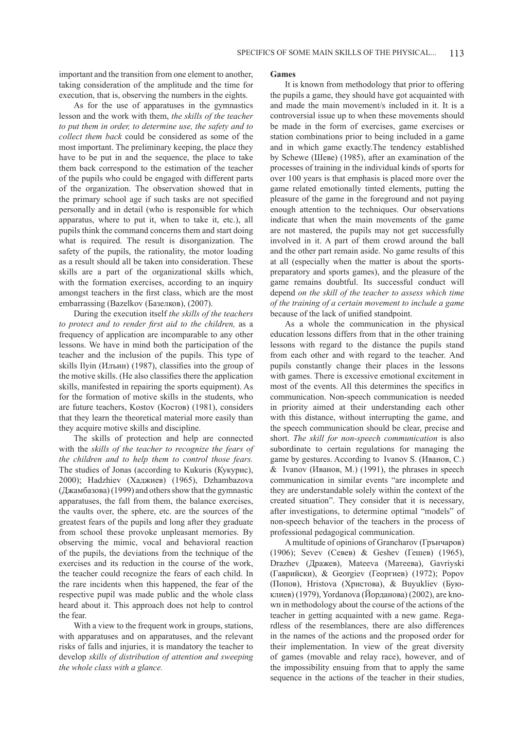important and the transition from one element to another, taking consideration of the amplitude and the time for execution, that is, observing the numbers in the eights.

As for the use of apparatuses in the gymnastics lesson and the work with them, *the skills of the teacher to put them in order, to determine use, the safety and to collect them back* could be considered as some of the most important. The preliminary keeping, the place they have to be put in and the sequence, the place to take them back correspond to the estimation of the teacher of the pupils who could be engaged with different parts of the organization. The observation showed that in the primary school age if such tasks are not specified personally and in detail (who is responsible for which apparatus, where to put it, when to take it, etc.), all pupils think the command concerns them and start doing what is required. The result is disorganization. The safety of the pupils, the rationality, the motor loading as a result should all be taken into consideration. These skills are a part of the organizational skills which, with the formation exercises, according to an inquiry amongst teachers in the first class, which are the most embarrassing (Bazelkov (Базелков), (2007).

During the execution itself *the skills of the teachers to protect and to render first aid to the children,* as a frequency of application are incomparable to any other lessons. We have in mind both the participation of the teacher and the inclusion of the pupils. This type of skills Ilyin (Илъин) (1987), classifies into the group of the motive skills. (He also classifies there the application skills, manifested in repairing the sports equipment). As for the formation of motive skills in the students, who are future teachers, Kostov (Костов) (1981), considers that they learn the theoretical material more easily than they acquire motive skills and discipline.

The skills of protection and help are connected with the *skills of the teacher to recognize the fears of the children and to help them to control those fears.* The studies of Jonas (according to Kukuris (Кукурис), 2000); Hadzhiev (Хаджиев) (1965), Dzhambazova (Джамбазова) (1999) and others show that the gymnastic apparatuses, the fall from them, the balance exercises, the vaults over, the sphere, etc. are the sources of the greatest fears of the pupils and long after they graduate from school these provoke unpleasant memories. By observing the mimic, vocal and behavioral reaction of the pupils, the deviations from the technique of the exercises and its reduction in the course of the work, the teacher could recognize the fears of each child. In the rare incidents when this happened, the fear of the respective pupil was made public and the whole class heard about it. This approach does not help to control the fear.

With a view to the frequent work in groups, stations, with apparatuses and on apparatuses, and the relevant risks of falls and injuries, it is mandatory the teacher to develop *skills of distribution of attention and sweeping the whole class with a glance.*

**Games**

It is known from methodology that prior to offering the pupils a game, they should have got acquainted with and made the main movement/s included in it. It is a controversial issue up to when these movements should be made in the form of exercises, game exercises or station combinations prior to being included in a game and in which game exactly.The tendency established by Schewe (Шеве) (1985), after an examination of the processes of training in the individual kinds of sports for over 100 years is that emphasis is placed more over the game related emotionally tinted elements, putting the pleasure of the game in the foreground and not paying enough attention to the techniques. Our observations indicate that when the main movements of the game are not mastered, the pupils may not get successfully involved in it. A part of them crowd around the ball and the other part remain aside. No game results of this at all (especially when the matter is about the sports-preparatory and sports games), and the pleasure of the game remains doubtful. Its successful conduct will depend *on the skill of the teacher to assess which time of the training of a certain movement to include a game* because of the lack of unified standpoint.

As a whole the communication in the physical education lessons differs from that in the other training lessons with regard to the distance the pupils stand from each other and with regard to the teacher. And pupils constantly change their places in the lessons with games. There is excessive emotional excitement in most of the events. All this determines the specifics in communication. Non-speech communication is needed in priority aimed at their understanding each other with this distance, without interrupting the game, and the speech communication should be clear, precise and short. *The skill for non-speech communication* is also subordinate to certain regulations for managing the game by gestures. According to Ivanov S. (Иванов, С.) & Ivanov (Иванов, М.) (1991), the phrases in speech communication in similar events "are incomplete and they are understandable solely within the context of the created situation". They consider that it is necessary, after investigations, to determine optimal "models" of non-speech behavior of the teachers in the process of professional pedagogical communication.

A multitude of opinions of Grancharov (Грънчаров) (1906); Sevev (Севев) & Geshev (Гешев) (1965), Drazhev (Дражев), Mateeva (Матеева), Gavriyski (Гаврийски), & Georgiev (Георгиев) (1972); Popov (Попов), Hristova (Христова), & Buyukliev (Буюклиев) (1979), Yordanova (Йорданова) (2002), are known in methodology about the course of the actions of the teacher in getting acquainted with a new game. Regardless of the resemblances, there are also differences in the names of the actions and the proposed order for their implementation. In view of the great diversity of games (movable and relay race), however, and of the impossibility ensuing from that to apply the same sequence in the actions of the teacher in their studies,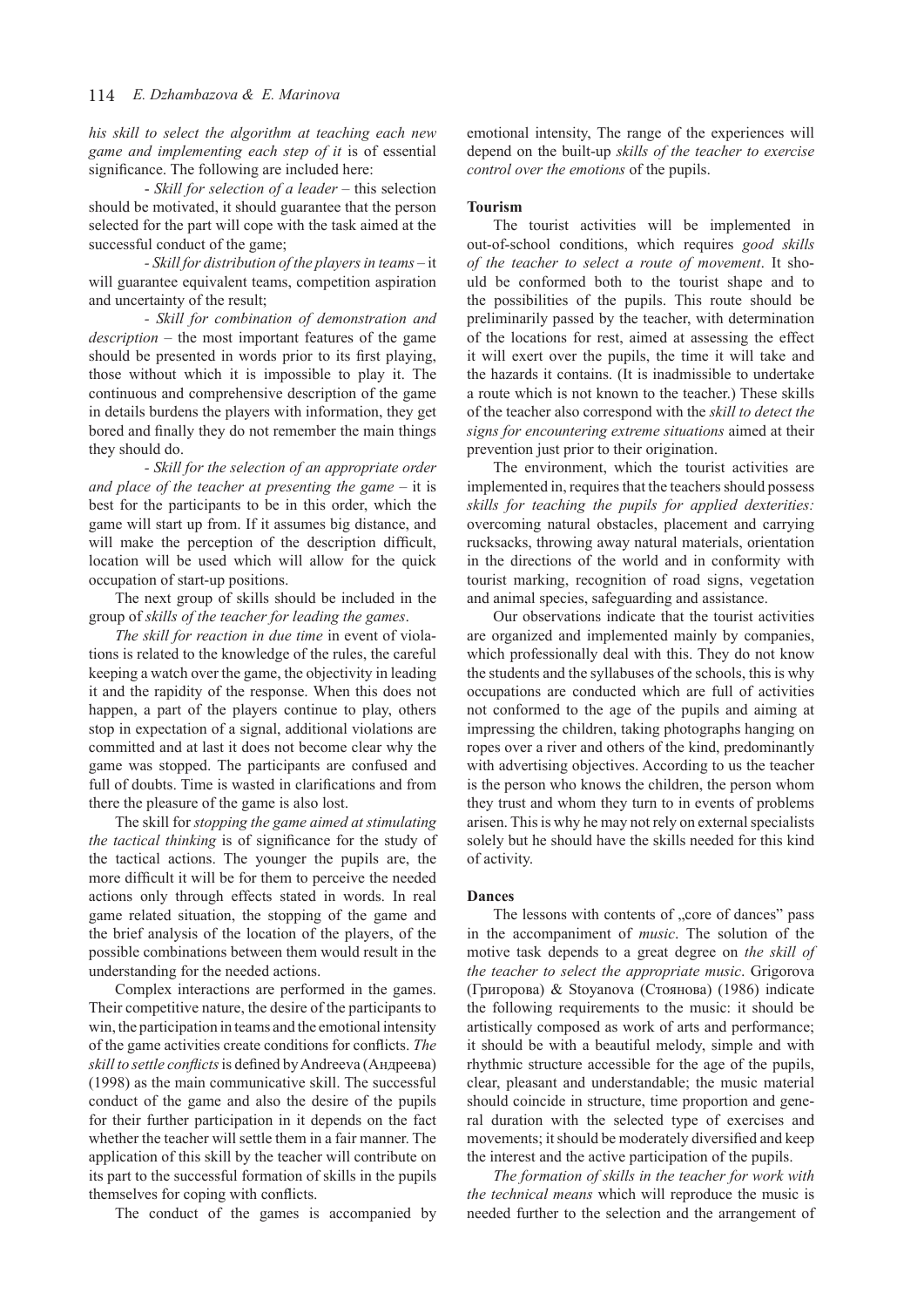*his skill to select the algorithm at teaching each new game and implementing each step of it* is of essential significance. The following are included here:

- *Skill for selection of a leader* – this selection should be motivated, it should guarantee that the person selected for the part will cope with the task aimed at the successful conduct of the game;

- *Skill for distribution of the players in teams* – it will guarantee equivalent teams, competition aspiration and uncertainty of the result;

- *Skill for combination of demonstration and description* – the most important features of the game should be presented in words prior to its first playing, those without which it is impossible to play it. The continuous and comprehensive description of the game in details burdens the players with information, they get bored and finally they do not remember the main things they should do.

- *Skill for the selection of an appropriate order and place of the teacher at presenting the game* – it is best for the participants to be in this order, which the game will start up from. If it assumes big distance, and will make the perception of the description difficult, location will be used which will allow for the quick occupation of start-up positions.

The next group of skills should be included in the group of *skills of the teacher for leading the games*.

*The skill for reaction in due time* in event of violations is related to the knowledge of the rules, the careful keeping a watch over the game, the objectivity in leading it and the rapidity of the response. When this does not happen, a part of the players continue to play, others stop in expectation of a signal, additional violations are committed and at last it does not become clear why the game was stopped. The participants are confused and full of doubts. Time is wasted in clarifications and from there the pleasure of the game is also lost.

The skill for *stopping the game aimed at stimulating the tactical thinking* is of significance for the study of the tactical actions. The younger the pupils are, the more difficult it will be for them to perceive the needed actions only through effects stated in words. In real game related situation, the stopping of the game and the brief analysis of the location of the players, of the possible combinations between them would result in the understanding for the needed actions.

Complex interactions are performed in the games. Their competitive nature, the desire of the participants to win, the participation in teams and the emotional intensity of the game activities create conditions for conflicts. *The skill to settle conflicts* is defined by Andreeva (Андреева) (1998) as the main communicative skill. The successful conduct of the game and also the desire of the pupils for their further participation in it depends on the fact whether the teacher will settle them in a fair manner. The application of this skill by the teacher will contribute on its part to the successful formation of skills in the pupils themselves for coping with conflicts.

The conduct of the games is accompanied by emotional intensity, The range of the experiences will depend on the built-up *skills of the teacher to exercise control over the emotions* of the pupils.

**Tourism**

The tourist activities will be implemented in out-of-school conditions, which requires *good skills of the teacher to select a route of movement*. It should be conformed both to the tourist shape and to the possibilities of the pupils. This route should be preliminarily passed by the teacher, with determination of the locations for rest, aimed at assessing the effect it will exert over the pupils, the time it will take and the hazards it contains. (It is inadmissible to undertake a route which is not known to the teacher.) These skills of the teacher also correspond with the *skill to detect the signs for encountering extreme situations* aimed at their prevention just prior to their origination.

The environment, which the tourist activities are implemented in, requires that the teachers should possess *skills for teaching the pupils for applied dexterities:* overcoming natural obstacles, placement and carrying rucksacks, throwing away natural materials, orientation in the directions of the world and in conformity with tourist marking, recognition of road signs, vegetation and animal species, safeguarding and assistance.

Our observations indicate that the tourist activities are organized and implemented mainly by companies, which professionally deal with this. They do not know the students and the syllabuses of the schools, this is why occupations are conducted which are full of activities not conformed to the age of the pupils and aiming at impressing the children, taking photographs hanging on ropes over a river and others of the kind, predominantly with advertising objectives. According to us the teacher is the person who knows the children, the person whom they trust and whom they turn to in events of problems arisen. This is why he may not rely on external specialists solely but he should have the skills needed for this kind of activity.

**Dances**

The lessons with contents of „core of dances" pass in the accompaniment of *music*. The solution of the motive task depends to a great degree on *the skill of the teacher to select the appropriate music*. Grigorova (Григорова) & Stoyanova (Стоянова) (1986) indicate the following requirements to the music: it should be artistically composed as work of arts and performance; it should be with a beautiful melody, simple and with rhythmic structure accessible for the age of the pupils, clear, pleasant and understandable; the music material should coincide in structure, time proportion and general duration with the selected type of exercises and movements; it should be moderately diversified and keep the interest and the active participation of the pupils.

*The formation of skills in the teacher for work with the technical means* which will reproduce the music is needed further to the selection and the arrangement of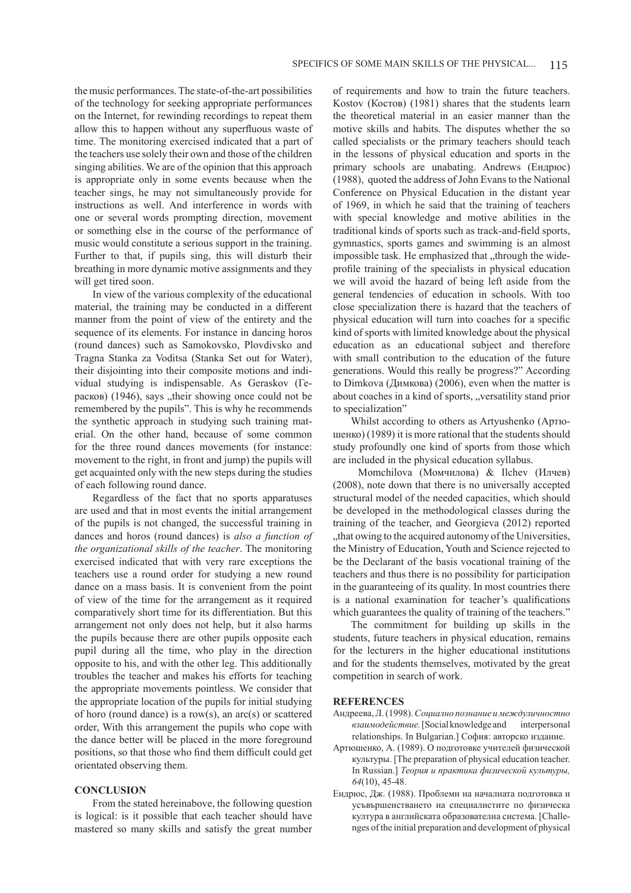the music performances. The state-of-the-art possibilities of the technology for seeking appropriate performances on the Internet, for rewinding recordings to repeat them allow this to happen without any superfluous waste of time. The monitoring exercised indicated that a part of the teachers use solely their own and those of the children singing abilities. We are of the opinion that this approach is appropriate only in some events because when the teacher sings, he may not simultaneously provide for instructions as well. And interference in words with one or several words prompting direction, movement or something else in the course of the performance of music would constitute a serious support in the training. Further to that, if pupils sing, this will disturb their breathing in more dynamic motive assignments and they will get tired soon.

In view of the various complexity of the educational material, the training may be conducted in a different manner from the point of view of the entirety and the sequence of its elements. For instance in dancing horos (round dances) such as Samokovsko, Plovdivsko and Tragna Stanka za Voditsa (Stanka Set out for Water), their disjointing into their composite motions and individual studying is indispensable. As Geraskov (Гераськов) (1946), says „their showing once could not be remembered by the pupils". This is why he recommends the synthetic approach in studying such training material. On the other hand, because of some common for the three round dances movements (for instance: movement to the right, in front and jump) the pupils will get acquainted only with the new steps during the studies of each following round dance.

Regardless of the fact that no sports apparatuses are used and that in most events the initial arrangement of the pupils is not changed, the successful training in dances and horos (round dances) is *also a function of the organizational skills of the teacher*. The monitoring exercised indicated that with very rare exceptions the teachers use a round order for studying a new round dance on a mass basis. It is convenient from the point of view of the time for the arrangement as it required comparatively short time for its differentiation. But this arrangement not only does not help, but it also harms the pupils because there are other pupils opposite each pupil during all the time, who play in the direction opposite to his, and with the other leg. This additionally troubles the teacher and makes his efforts for teaching the appropriate movements pointless. We consider that the appropriate location of the pupils for initial studying of horo (round dance) is a row(s), an arc(s) or scattered order, With this arrangement the pupils who cope with the dance better will be placed in the more foreground positions, so that those who find them difficult could get orientated observing them.

## CONCLUSION

From the stated hereinabove, the following question is logical: is it possible that each teacher should have mastered so many skills and satisfy the great number of requirements and how to train the future teachers. Kostov (Костов) (1981) shares that the students learn the theoretical material in an easier manner than the motive skills and habits. The disputes whether the so called specialists or the primary teachers should teach in the lessons of physical education and sports in the primary schools are unabating. Andrews (Ендрюс) (1988), quoted the address of John Evans to the National Conference on Physical Education in the distant year of 1969, in which he said that the training of teachers with special knowledge and motive abilities in the traditional kinds of sports such as track-and-field sports, gymnastics, sports games and swimming is an almost impossible task. He emphasized that „through the wide-profile training of the specialists in physical education we will avoid the hazard of being left aside from the general tendencies of education in schools. With too close specialization there is hazard that the teachers of physical education will turn into coaches for a specific kind of sports with limited knowledge about the physical education as an educational subject and therefore with small contribution to the education of the future generations. Would this really be progress?" According to Dimkova (Димкова) (2006), even when the matter is about coaches in a kind of sports, „versatility stand prior to specialization"

Whilst according to others as Artyushenko (Артюшенко) (1989) it is more rational that the students should study profoundly one kind of sports from those which are included in the physical education syllabus.

Momchilova (Момчилова) & Ilchev (Илчев) (2008), note down that there is no universally accepted structural model of the needed capacities, which should be developed in the methodological classes during the training of the teacher, and Georgieva (2012) reported „that owing to the acquired autonomy of the Universities, the Ministry of Education, Youth and Science rejected to be the Declarant of the basis vocational training of the teachers and thus there is no possibility for participation in the guaranteeing of its quality. In most countries there is a national examination for teacher's qualifications which guarantees the quality of training of the teachers."

The commitment for building up skills in the students, future teachers in physical education, remains for the lecturers in the higher educational institutions and for the students themselves, motivated by the great competition in search of work.

## REFERENCES

Андреева, Л. (1998). *Социално познание и междуличностно взаимодействие.* [Social knowledge and interpersonal relationships. In Bulgarian.] София: авторско издание.

Артюшенко, А. (1989). О подготовке учителей физической культуры. [The preparation of physical education teacher. In Russian.] *Теория и практика физической культуры, 64*(10), 45-48.

Ендрюс, Дж. (1988). Проблеми на началната подготовка и усъвършенстването на специалистите по физическа култура в английската образователна система. [Challenges of the initial preparation and development of physical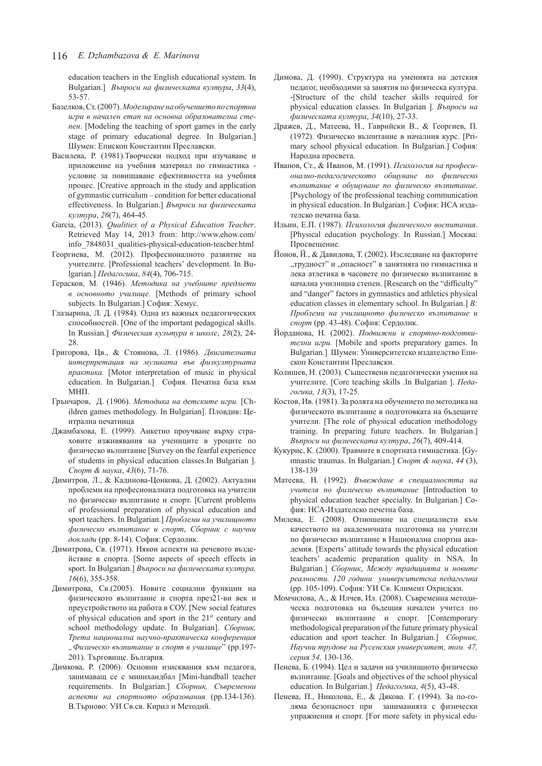education teachers in the English educational system. In Bulgarian.] *Въпроси на физическата култура*, *33*(4), 53-57.

Базелков, Ст. (2007). *Моделиране на обучението по спортни игри в начален етап на основна образователна степен.* [Modeling the teaching of sport games in the early stage of primary educational degree. In Bulgarian.] Шумен: Епископ Константин Преславски.

Василева, Р. (1981).Творчески подход при изучаване и приложение на учебния материал по гимнастика - условие за повишаване ефективността на учебния процес. [Creative approach in the study and application of gymnastic curriculum – condition for better educational effectiveness. In Bulgarian.] *Въпроси на физическата култура*, *26*(7), 464-45.

Garcia, (2013). *Qualities of a Physical Education Teacher*. Retrieved May 14, 2013 from: http://www.ehow.com/info_7848031_qualities-physical-education-teacher.html

Георгиева, М. (2012). Професионалното развитие на учителите. [Professional teachers' development. In Bulgarian.] *Педагогика*, *84*(4), 706-715.

Герасков, М. (1946). *Методика на учебните предмети в основното училище.* [Methods of primary school subjects. In Bulgarian.] София: Хемус.

Глазырина, Л. Д. (1984). Одна из важных педагогических способностей. [One of the important pedagogical skills. In Russian.] *Физическая культура в школе*, *28*(2), 24-28.

Григорова, Цв., & Стоянова, Л. (1986). *Двигателната интерпретация на музиката във физкултурната практика.* [Motor interpretation of music in physical education. In Bulgarian.] София. Печатна база към МНП.

Грънчаров, Д. (1906). *Методика на детските игри.* [Children games methodology. In Bulgarian]. Пловдив: Централна печатница

Джамбазова, Е. (1999). Анкетно проучване върху страховите изживявания на учениците в уроците по физическо възпитание [Survey on the fearful experience of students in physical education classes.In Bulgarian ]. *Спорт & наука*, *43*(6), 71-76.

Димитров, Л., & Кадинова-Цонкова, Д. (2002). Актуални проблеми на професионалната подготовка на учители по физическо възпитание и спорт. [Current problems of professional preparation of physical education and sport teachers. In Bulgarian.] *Проблеми на училищното физическо възпитание и спорт*, *Сборник с научни доклади* (pp. 8-14). София: Сердолик.

Димитрова, Св. (1971). Някои аспекти на речевото въздействие в спорта. [Some aspects of speech effects in sport. In Bulgarian.] *Въпроси на физическата култура, 16*(6), 355-358.

Димитрова, Св.(2005). Новите социални функции на физическото възпитание и спорта през21-ви век и преустройството на работа в СОУ. [New social features of physical education and sport in the 21st century and school methodology update. In Bulgarian]. *Сборник, Трета национална научно-практическа конференция „Физическо възпитание и спорт в училище*" (pp.197-201). Търговище. България.

Димкова, Р. (2006). Основни изисквания към педагога, занимаващ се с минихандбал [Mini-handball teacher requirements. In Bulgarian.] *Сборник, Съвременни аспекти на спортното образования* (pp.134-136). В.Търново: УИ Св.св. Кирил и Методий.

Димова, Д. (1990). Структура на уменията на детския педагог, необходими за занятия по физическа култура. -[Structure of the child teacher skills required for physical education classes. In Bulgarian ]. *Въпроси на физическата култура*, *34*(10), 27-33.

Дражев, Д., Матеева, Н., Гаврийски В., & Георгиев, П. (1972). Физическо възпитание в началния курс. [Primary school physical education. In Bulgarian.] София: Народна просвета.

Иванов, Ст., & Иванов, М. (1991). *Психология на професионално-педагогическото общуване по физическо възпитание в обущуване по физическо възпитание*. [Psychology of the professional teaching communication in physical education. In Bulgarian.] София: НСА издателско печатна база.

Ильин, Е.П. (1987). *Психология физического воспитания*. [Physical education psychology. In Russian.] Москва: Просвещение.

Йонов, Й., & Давидова, Т. (2002). Изследване на факторите „трудност" и „опасност" в занятията по гимнастика и лека атлетика в часовете по физическо възпитание в начална училищна степен. [Research on the "difficulty" and "danger" factors in gymnastics and athletics physical education classes in elementary school. In Bulgarian.] *В: Проблеми на училищното физическо възпитание и спорт* (pp. 43-48). София: Сердолик.

Йорданова, Н. (2002). *Подвижни и спортно-подготвителни игри.* [Mobile and sports preparatory games. In Bulgarian.] Шумен: Университетско издателство Епископ Константин Преславски.

Колишев, Н. (2003). Съществени педагогически умения на учителите. [Core teaching skills .In Bulgarian ]. *Педагогика, 13*(3), 17-25.

Костов, Ив. (1981). За ролята на обучението по методика на физическото възпитание в подготовката на бъдещите учители. [The role of physical education methodology training. In preparing future teachers. In Bulgarian.] *Въпроси на физическата култура*, *26*(7), 409-414.

Кукурис, К. (2000). Травмите в спортната гимнастика. [Gymnastic traumas. In Bulgarian.] *Спорт & наука*, *44* (3), 138-139

Матеева, Н. (1992). *Въвеждане в специалността на учителя по физическо възпитание* [Introduction to physical education teacher specialty. In Bulgarian.] София: НСА-Издателско печетна база.

Милева, Е. (2008). Отношение на специалисти към качеството на академичната подготовка на учители по физическо възпитание в Национална спортна академия. [Experts' attitude towards the physical education teachers' academic preparation quality in NSA. In Bulgarian.] *Сборник*, *Между традицията и новите реалности. 120 години университетска педагогика* (pp. 105-109). София: УИ Св. Климент Охридски.

Момчилова, А., & Илчев, Ил. (2008). Съвременна методическа подготовка на бъдещия начален учител по физическо възпитание и спорт. [Contemporary methodological preparation of the future primary physical education and sport teacher. In Bulgarian.] *Сборник, Научни трудове на Русенския университет, том. 47, серия 54,* 130-136.

Пенева, Б. (1994). Цел и задачи на училищното физическо възпитание. [Goals and objectives of the school physical education. In Bulgarian.] *Педагогика*, *4*(5), 43-48.

Пенева, П., Николова, Е., & Дякова. Г. (1994). За по-голяма безопасност при заниманията с физически упражнения и спорт. [For more safety in physical edu-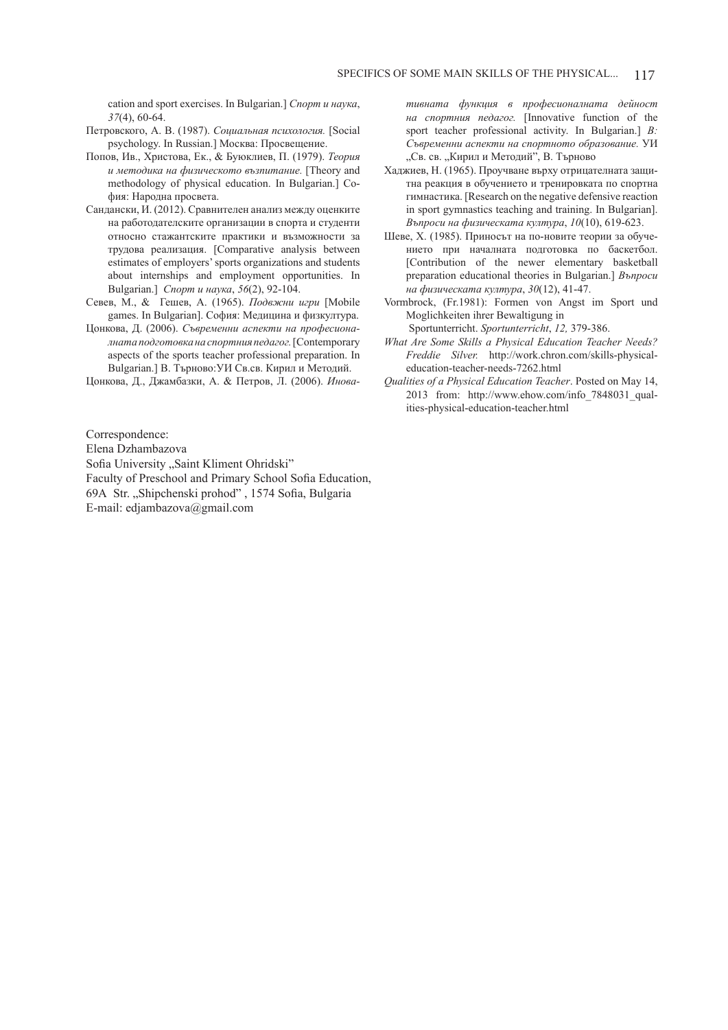cation and sport exercises. In Bulgarian.] *Спорт и наука*, *37*(4), 60-64.

Петровского, А. В. (1987). *Социальная психология.* [Social psychology. In Russian.] Москва: Просвещение.

Попов, Ив., Христова, Ек., & Буюклиев, П. (1979). *Теория и методика на физическото възпитание.* [Theory and methodology of physical education. In Bulgarian.] София: Народна просвета.

Сандански, И. (2012). Сравнителен анализ между оценките на работодателските организации в спорта и студенти относно стажантските практики и възможности за трудова реализация. [Comparative analysis between estimates of employers' sports organizations and students about internships and employment opportunities. In Bulgarian.] *Спорт и наука*, *56*(2), 92-104.

Севев, М., & Гешев, А. (1965). *Подвжни игри* [Mobile games. In Bulgarian]. София: Медицина и физкултура.

Цонкова, Д. (2006). *Съвременни аспекти на професионалната подготовка на спортния педагог.* [Contemporary aspects of the sports teacher professional preparation. In Bulgarian.] В. Търново:УИ Св.св. Кирил и Методий.

Цонкова, Д., Джамбазки, А. & Петров, Л. (2006). *Иновативната функция в професионалната дейност на спортния педагог.* [Innovative function of the sport teacher professional activity. In Bulgarian.] *В: Съвременни аспекти на спортното образование.* УИ „Св. св. „Кирил и Методий", В. Търново

Хаджиев, Н. (1965). Проучване върху отрицателната защитна реакция в обучението и тренировката по спортна гимнастика. [Research on the negative defensive reaction in sport gymnastics teaching and training. In Bulgarian]. *Въпроси на физическата култура*, *10*(10), 619-623.

Шеве, Х. (1985). Приносът на по-новите теории за обучението при началната подготовка по баскетбол. [Contribution of the newer elementary basketball preparation educational theories in Bulgarian.] *Въпроси на физическата култура*, *30*(12), 41-47.

Vormbrock, (Fr.1981): Formen von Angst im Sport und Moglichkeiten ihrer Bewaltigung in Sportunterricht. *Sportunterricht*, *12,* 379-386.

*What Are Some Skills a Physical Education Teacher Needs? Freddie Silver.* http://work.chron.com/skills-physical-education-teacher-needs-7262.html

*Qualities of a Physical Education Teacher*. Posted on May 14, 2013 from: http://www.ehow.com/info_7848031_qualities-physical-education-teacher.html

Correspondence:
Elena Dzhambazova
Sofia University „Saint Kliment Ohridski"
Faculty of Preschool and Primary School Sofia Education,
69A Str. „Shipchenski prohod" , 1574 Sofia, Bulgaria
E-mail: edjambazova@gmail.com